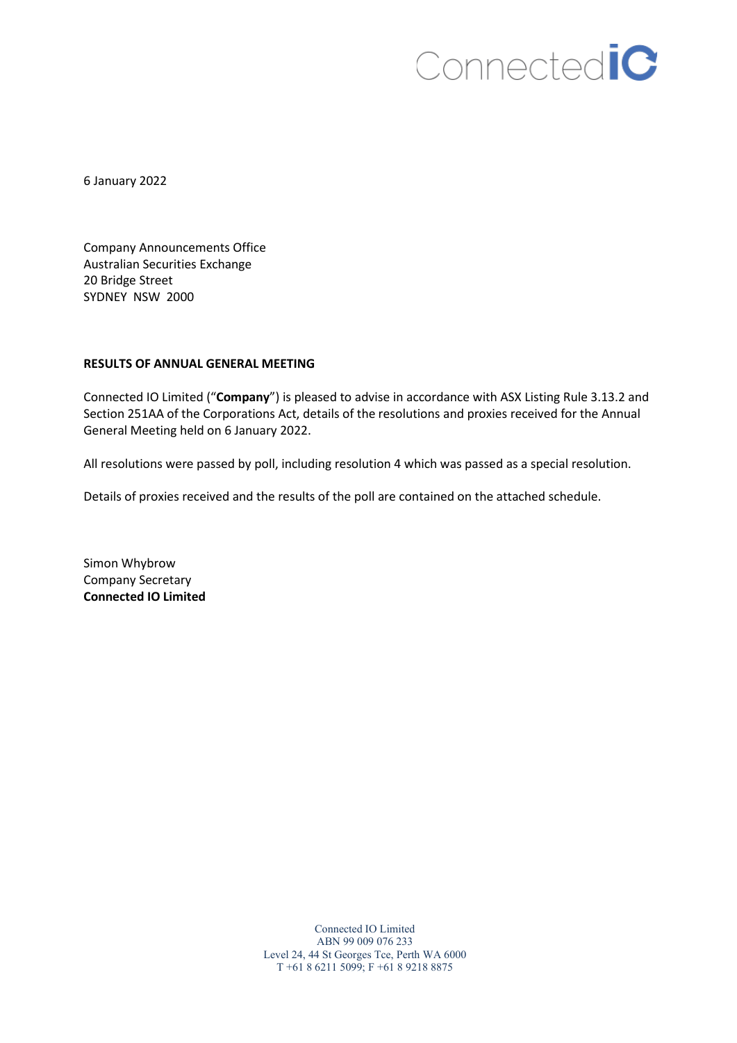6 January 2022

Company Announcements Office
Australian Securities Exchange
20 Bridge Street
SYDNEY NSW 2000

**RESULTS OF ANNUAL GENERAL MEETING**

Connected IO Limited ("**Company**") is pleased to advise in accordance with ASX Listing Rule 3.13.2 and Section 251AA of the Corporations Act, details of the resolutions and proxies received for the Annual General Meeting held on 6 January 2022.

All resolutions were passed by poll, including resolution 4 which was passed as a special resolution.

Details of proxies received and the results of the poll are contained on the attached schedule.

Simon Whybrow
Company Secretary
**Connected IO Limited**

Connected IO Limited
ABN 99 009 076 233
Level 24, 44 St Georges Tce, Perth WA 6000
T +61 8 6211 5099; F +61 8 9218 8875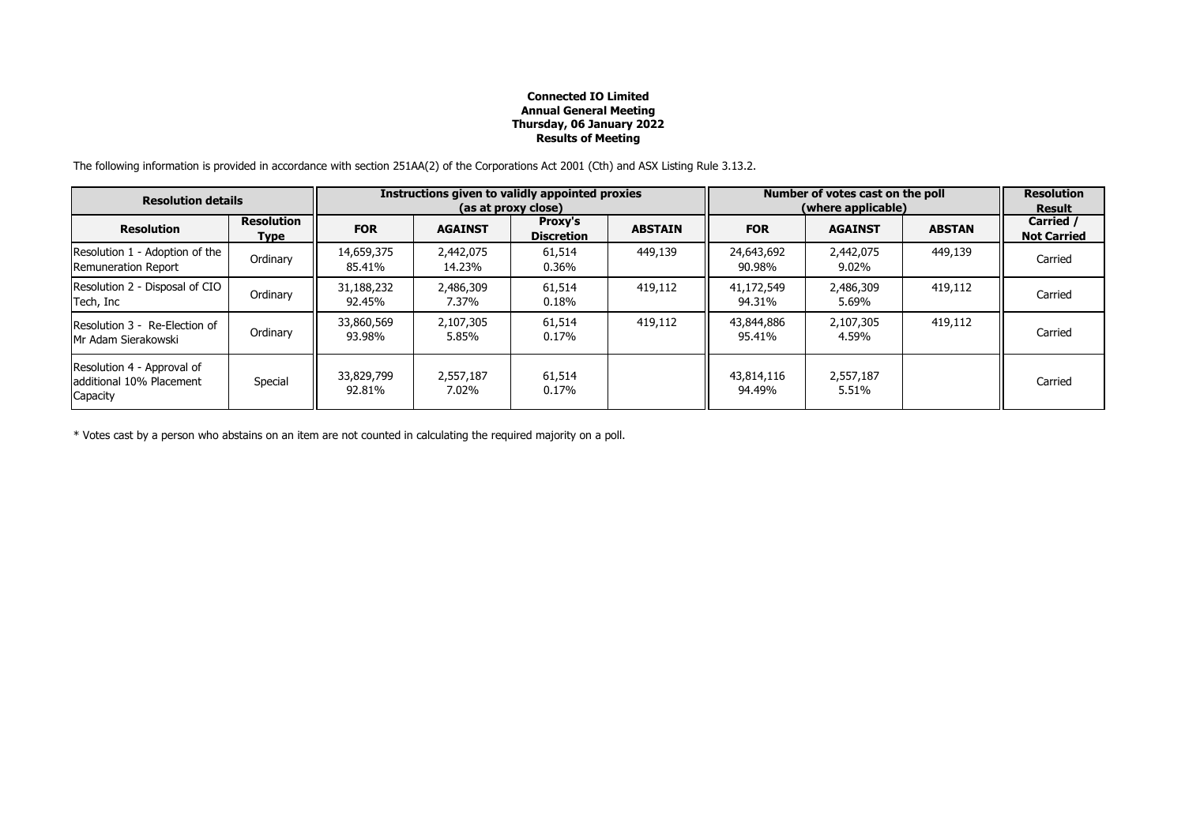**Connected IO Limited**
**Annual General Meeting**
**Thursday, 06 January 2022**
**Results of Meeting**

The following information is provided in accordance with section 251AA(2) of the Corporations Act 2001 (Cth) and ASX Listing Rule 3.13.2.

| Resolution details | | Instructions given to validly appointed proxies (as at proxy close) | | | | Number of votes cast on the poll (where applicable) | | | Resolution Result |
|---|---|---|---|---|---|---|---|---|---|
| **Resolution** | **Resolution Type** | **FOR** | **AGAINST** | **Proxy's Discretion** | **ABSTAIN** | **FOR** | **AGAINST** | **ABSTAN** | **Carried / Not Carried** |
| Resolution 1 - Adoption of the Remuneration Report | Ordinary | 14,659,375 85.41% | 2,442,075 14.23% | 61,514 0.36% | 449,139 | 24,643,692 90.98% | 2,442,075 9.02% | 449,139 | Carried |
| Resolution 2 - Disposal of CIO Tech, Inc | Ordinary | 31,188,232 92.45% | 2,486,309 7.37% | 61,514 0.18% | 419,112 | 41,172,549 94.31% | 2,486,309 5.69% | 419,112 | Carried |
| Resolution 3 - Re-Election of Mr Adam Sierakowski | Ordinary | 33,860,569 93.98% | 2,107,305 5.85% | 61,514 0.17% | 419,112 | 43,844,886 95.41% | 2,107,305 4.59% | 419,112 | Carried |
| Resolution 4 - Approval of additional 10% Placement Capacity | Special | 33,829,799 92.81% | 2,557,187 7.02% | 61,514 0.17% | | 43,814,116 94.49% | 2,557,187 5.51% | | Carried |

* Votes cast by a person who abstains on an item are not counted in calculating the required majority on a poll.